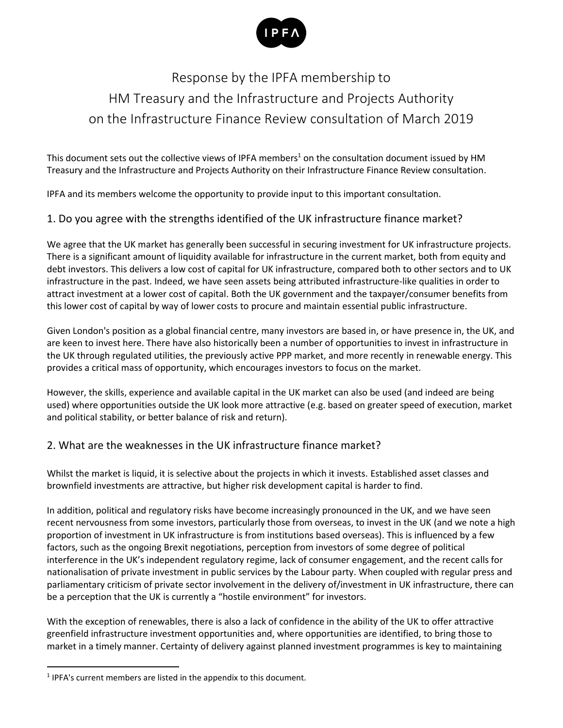IPFA

# Response by the IPFA membership to HM Treasury and the Infrastructure and Projects Authority on the Infrastructure Finance Review consultation of March 2019

This document sets out the collective views of IPFA members[1] on the consultation document issued by HM Treasury and the Infrastructure and Projects Authority on their Infrastructure Finance Review consultation.

IPFA and its members welcome the opportunity to provide input to this important consultation.

## 1. Do you agree with the strengths identified of the UK infrastructure finance market?

We agree that the UK market has generally been successful in securing investment for UK infrastructure projects. There is a significant amount of liquidity available for infrastructure in the current market, both from equity and debt investors. This delivers a low cost of capital for UK infrastructure, compared both to other sectors and to UK infrastructure in the past. Indeed, we have seen assets being attributed infrastructure-like qualities in order to attract investment at a lower cost of capital. Both the UK government and the taxpayer/consumer benefits from this lower cost of capital by way of lower costs to procure and maintain essential public infrastructure.

Given London's position as a global financial centre, many investors are based in, or have presence in, the UK, and are keen to invest here. There have also historically been a number of opportunities to invest in infrastructure in the UK through regulated utilities, the previously active PPP market, and more recently in renewable energy. This provides a critical mass of opportunity, which encourages investors to focus on the market.

However, the skills, experience and available capital in the UK market can also be used (and indeed are being used) where opportunities outside the UK look more attractive (e.g. based on greater speed of execution, market and political stability, or better balance of risk and return).

## 2. What are the weaknesses in the UK infrastructure finance market?

Whilst the market is liquid, it is selective about the projects in which it invests. Established asset classes and brownfield investments are attractive, but higher risk development capital is harder to find.

In addition, political and regulatory risks have become increasingly pronounced in the UK, and we have seen recent nervousness from some investors, particularly those from overseas, to invest in the UK (and we note a high proportion of investment in UK infrastructure is from institutions based overseas). This is influenced by a few factors, such as the ongoing Brexit negotiations, perception from investors of some degree of political interference in the UK's independent regulatory regime, lack of consumer engagement, and the recent calls for nationalisation of private investment in public services by the Labour party. When coupled with regular press and parliamentary criticism of private sector involvement in the delivery of/investment in UK infrastructure, there can be a perception that the UK is currently a "hostile environment" for investors.

With the exception of renewables, there is also a lack of confidence in the ability of the UK to offer attractive greenfield infrastructure investment opportunities and, where opportunities are identified, to bring those to market in a timely manner. Certainty of delivery against planned investment programmes is key to maintaining

[1] IPFA's current members are listed in the appendix to this document.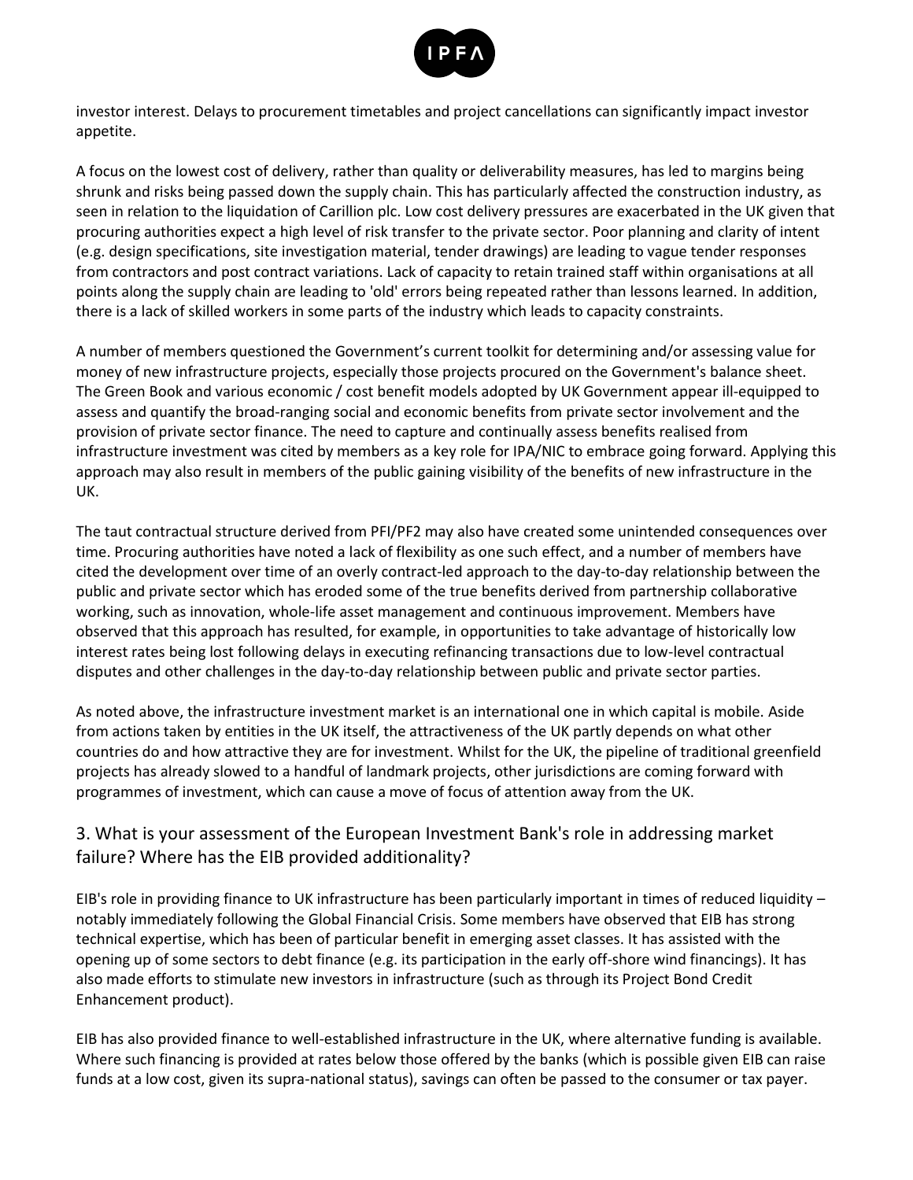investor interest. Delays to procurement timetables and project cancellations can significantly impact investor appetite.

A focus on the lowest cost of delivery, rather than quality or deliverability measures, has led to margins being shrunk and risks being passed down the supply chain. This has particularly affected the construction industry, as seen in relation to the liquidation of Carillion plc. Low cost delivery pressures are exacerbated in the UK given that procuring authorities expect a high level of risk transfer to the private sector. Poor planning and clarity of intent (e.g. design specifications, site investigation material, tender drawings) are leading to vague tender responses from contractors and post contract variations. Lack of capacity to retain trained staff within organisations at all points along the supply chain are leading to 'old' errors being repeated rather than lessons learned. In addition, there is a lack of skilled workers in some parts of the industry which leads to capacity constraints.

A number of members questioned the Government's current toolkit for determining and/or assessing value for money of new infrastructure projects, especially those projects procured on the Government's balance sheet. The Green Book and various economic / cost benefit models adopted by UK Government appear ill-equipped to assess and quantify the broad-ranging social and economic benefits from private sector involvement and the provision of private sector finance. The need to capture and continually assess benefits realised from infrastructure investment was cited by members as a key role for IPA/NIC to embrace going forward. Applying this approach may also result in members of the public gaining visibility of the benefits of new infrastructure in the UK.

The taut contractual structure derived from PFI/PF2 may also have created some unintended consequences over time. Procuring authorities have noted a lack of flexibility as one such effect, and a number of members have cited the development over time of an overly contract-led approach to the day-to-day relationship between the public and private sector which has eroded some of the true benefits derived from partnership collaborative working, such as innovation, whole-life asset management and continuous improvement. Members have observed that this approach has resulted, for example, in opportunities to take advantage of historically low interest rates being lost following delays in executing refinancing transactions due to low-level contractual disputes and other challenges in the day-to-day relationship between public and private sector parties.

As noted above, the infrastructure investment market is an international one in which capital is mobile. Aside from actions taken by entities in the UK itself, the attractiveness of the UK partly depends on what other countries do and how attractive they are for investment. Whilst for the UK, the pipeline of traditional greenfield projects has already slowed to a handful of landmark projects, other jurisdictions are coming forward with programmes of investment, which can cause a move of focus of attention away from the UK.

## 3. What is your assessment of the European Investment Bank's role in addressing market failure? Where has the EIB provided additionality?

EIB's role in providing finance to UK infrastructure has been particularly important in times of reduced liquidity – notably immediately following the Global Financial Crisis. Some members have observed that EIB has strong technical expertise, which has been of particular benefit in emerging asset classes. It has assisted with the opening up of some sectors to debt finance (e.g. its participation in the early off-shore wind financings). It has also made efforts to stimulate new investors in infrastructure (such as through its Project Bond Credit Enhancement product).

EIB has also provided finance to well-established infrastructure in the UK, where alternative funding is available. Where such financing is provided at rates below those offered by the banks (which is possible given EIB can raise funds at a low cost, given its supra-national status), savings can often be passed to the consumer or tax payer.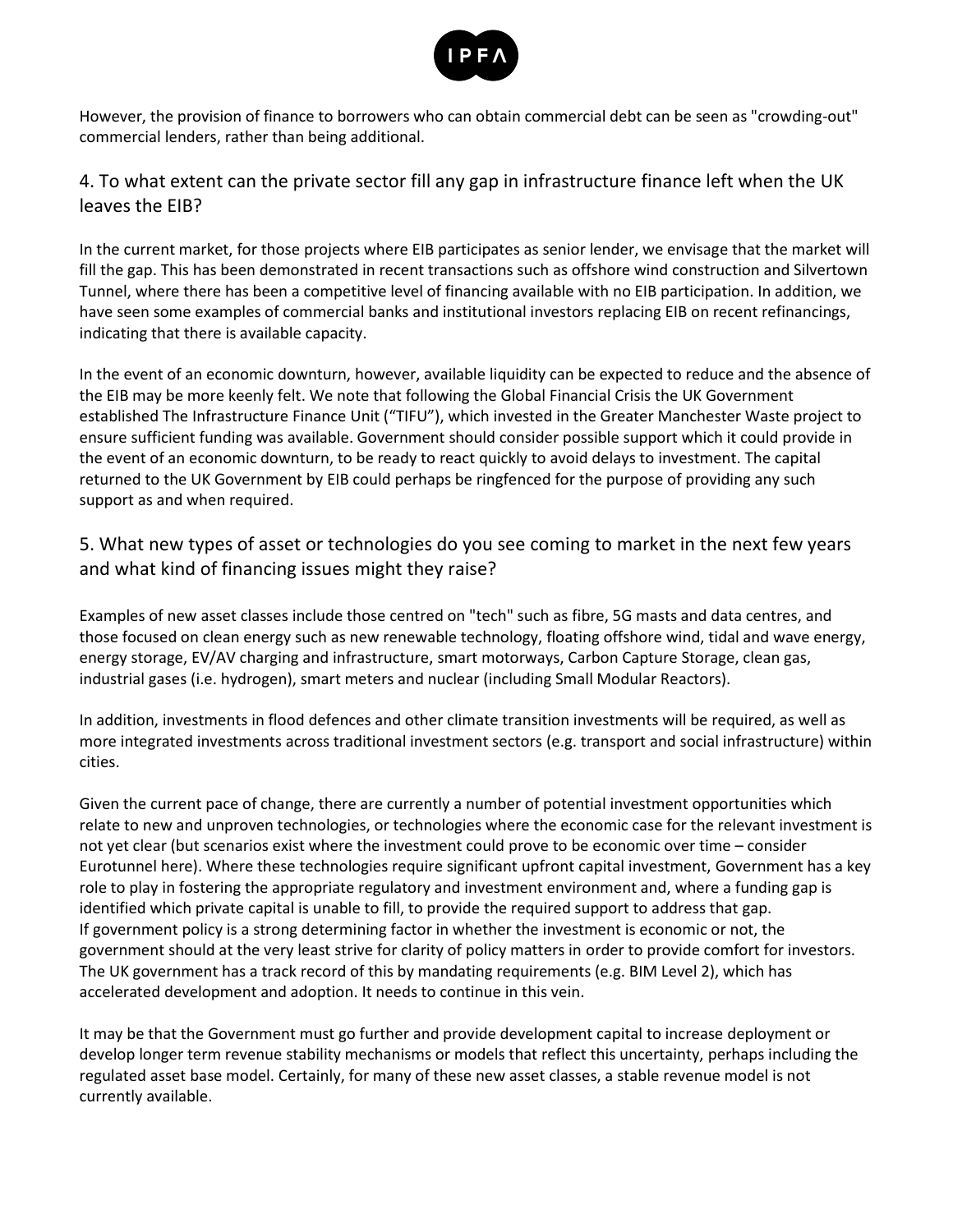However, the provision of finance to borrowers who can obtain commercial debt can be seen as "crowding-out" commercial lenders, rather than being additional.

## 4. To what extent can the private sector fill any gap in infrastructure finance left when the UK leaves the EIB?

In the current market, for those projects where EIB participates as senior lender, we envisage that the market will fill the gap. This has been demonstrated in recent transactions such as offshore wind construction and Silvertown Tunnel, where there has been a competitive level of financing available with no EIB participation. In addition, we have seen some examples of commercial banks and institutional investors replacing EIB on recent refinancings, indicating that there is available capacity.

In the event of an economic downturn, however, available liquidity can be expected to reduce and the absence of the EIB may be more keenly felt. We note that following the Global Financial Crisis the UK Government established The Infrastructure Finance Unit ("TIFU"), which invested in the Greater Manchester Waste project to ensure sufficient funding was available. Government should consider possible support which it could provide in the event of an economic downturn, to be ready to react quickly to avoid delays to investment. The capital returned to the UK Government by EIB could perhaps be ringfenced for the purpose of providing any such support as and when required.

## 5. What new types of asset or technologies do you see coming to market in the next few years and what kind of financing issues might they raise?

Examples of new asset classes include those centred on "tech" such as fibre, 5G masts and data centres, and those focused on clean energy such as new renewable technology, floating offshore wind, tidal and wave energy, energy storage, EV/AV charging and infrastructure, smart motorways, Carbon Capture Storage, clean gas, industrial gases (i.e. hydrogen), smart meters and nuclear (including Small Modular Reactors).

In addition, investments in flood defences and other climate transition investments will be required, as well as more integrated investments across traditional investment sectors (e.g. transport and social infrastructure) within cities.

Given the current pace of change, there are currently a number of potential investment opportunities which relate to new and unproven technologies, or technologies where the economic case for the relevant investment is not yet clear (but scenarios exist where the investment could prove to be economic over time – consider Eurotunnel here). Where these technologies require significant upfront capital investment, Government has a key role to play in fostering the appropriate regulatory and investment environment and, where a funding gap is identified which private capital is unable to fill, to provide the required support to address that gap.
If government policy is a strong determining factor in whether the investment is economic or not, the government should at the very least strive for clarity of policy matters in order to provide comfort for investors. The UK government has a track record of this by mandating requirements (e.g. BIM Level 2), which has accelerated development and adoption. It needs to continue in this vein.

It may be that the Government must go further and provide development capital to increase deployment or develop longer term revenue stability mechanisms or models that reflect this uncertainty, perhaps including the regulated asset base model. Certainly, for many of these new asset classes, a stable revenue model is not currently available.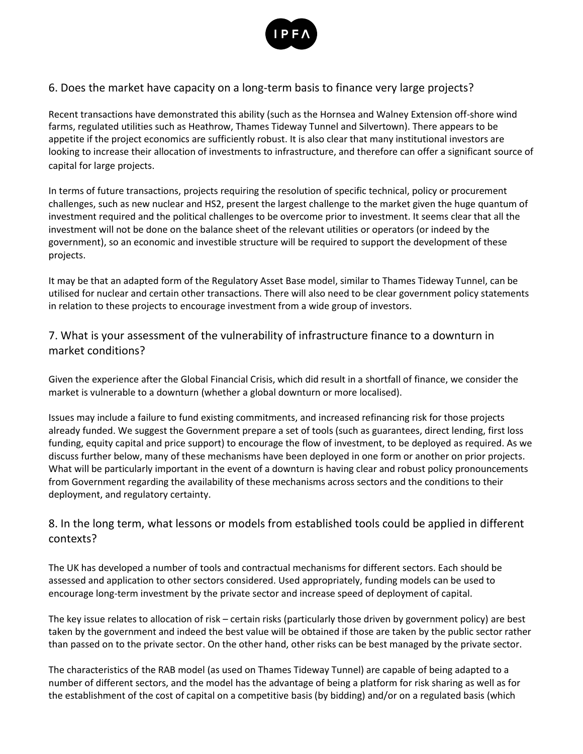## 6. Does the market have capacity on a long-term basis to finance very large projects?

Recent transactions have demonstrated this ability (such as the Hornsea and Walney Extension off-shore wind farms, regulated utilities such as Heathrow, Thames Tideway Tunnel and Silvertown). There appears to be appetite if the project economics are sufficiently robust. It is also clear that many institutional investors are looking to increase their allocation of investments to infrastructure, and therefore can offer a significant source of capital for large projects.

In terms of future transactions, projects requiring the resolution of specific technical, policy or procurement challenges, such as new nuclear and HS2, present the largest challenge to the market given the huge quantum of investment required and the political challenges to be overcome prior to investment. It seems clear that all the investment will not be done on the balance sheet of the relevant utilities or operators (or indeed by the government), so an economic and investible structure will be required to support the development of these projects.

It may be that an adapted form of the Regulatory Asset Base model, similar to Thames Tideway Tunnel, can be utilised for nuclear and certain other transactions. There will also need to be clear government policy statements in relation to these projects to encourage investment from a wide group of investors.

## 7. What is your assessment of the vulnerability of infrastructure finance to a downturn in market conditions?

Given the experience after the Global Financial Crisis, which did result in a shortfall of finance, we consider the market is vulnerable to a downturn (whether a global downturn or more localised).

Issues may include a failure to fund existing commitments, and increased refinancing risk for those projects already funded. We suggest the Government prepare a set of tools (such as guarantees, direct lending, first loss funding, equity capital and price support) to encourage the flow of investment, to be deployed as required. As we discuss further below, many of these mechanisms have been deployed in one form or another on prior projects. What will be particularly important in the event of a downturn is having clear and robust policy pronouncements from Government regarding the availability of these mechanisms across sectors and the conditions to their deployment, and regulatory certainty.

## 8. In the long term, what lessons or models from established tools could be applied in different contexts?

The UK has developed a number of tools and contractual mechanisms for different sectors. Each should be assessed and application to other sectors considered. Used appropriately, funding models can be used to encourage long-term investment by the private sector and increase speed of deployment of capital.

The key issue relates to allocation of risk – certain risks (particularly those driven by government policy) are best taken by the government and indeed the best value will be obtained if those are taken by the public sector rather than passed on to the private sector. On the other hand, other risks can be best managed by the private sector.

The characteristics of the RAB model (as used on Thames Tideway Tunnel) are capable of being adapted to a number of different sectors, and the model has the advantage of being a platform for risk sharing as well as for the establishment of the cost of capital on a competitive basis (by bidding) and/or on a regulated basis (which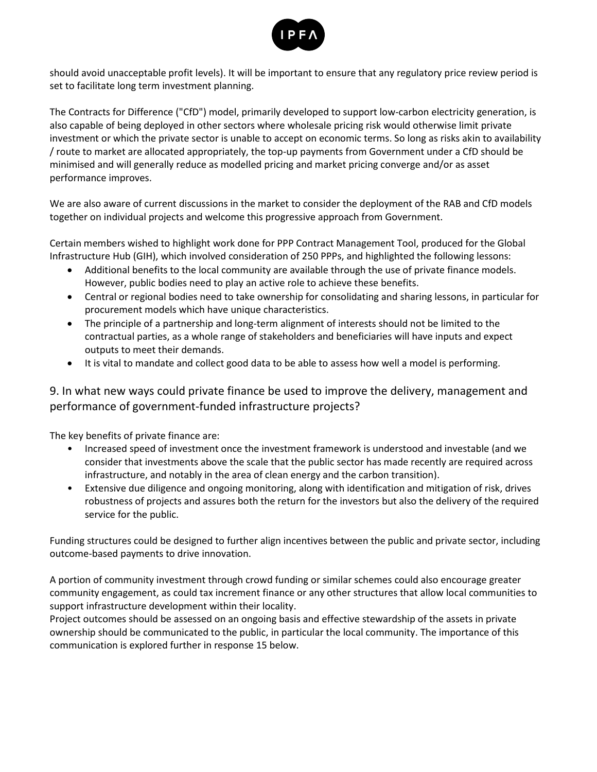should avoid unacceptable profit levels). It will be important to ensure that any regulatory price review period is set to facilitate long term investment planning.

The Contracts for Difference ("CfD") model, primarily developed to support low-carbon electricity generation, is also capable of being deployed in other sectors where wholesale pricing risk would otherwise limit private investment or which the private sector is unable to accept on economic terms. So long as risks akin to availability / route to market are allocated appropriately, the top-up payments from Government under a CfD should be minimised and will generally reduce as modelled pricing and market pricing converge and/or as asset performance improves.

We are also aware of current discussions in the market to consider the deployment of the RAB and CfD models together on individual projects and welcome this progressive approach from Government.

Certain members wished to highlight work done for PPP Contract Management Tool, produced for the Global Infrastructure Hub (GIH), which involved consideration of 250 PPPs, and highlighted the following lessons:

- Additional benefits to the local community are available through the use of private finance models. However, public bodies need to play an active role to achieve these benefits.
- Central or regional bodies need to take ownership for consolidating and sharing lessons, in particular for procurement models which have unique characteristics.
- The principle of a partnership and long-term alignment of interests should not be limited to the contractual parties, as a whole range of stakeholders and beneficiaries will have inputs and expect outputs to meet their demands.
- It is vital to mandate and collect good data to be able to assess how well a model is performing.

## 9. In what new ways could private finance be used to improve the delivery, management and performance of government-funded infrastructure projects?

The key benefits of private finance are:

- Increased speed of investment once the investment framework is understood and investable (and we consider that investments above the scale that the public sector has made recently are required across infrastructure, and notably in the area of clean energy and the carbon transition).
- Extensive due diligence and ongoing monitoring, along with identification and mitigation of risk, drives robustness of projects and assures both the return for the investors but also the delivery of the required service for the public.

Funding structures could be designed to further align incentives between the public and private sector, including outcome-based payments to drive innovation.

A portion of community investment through crowd funding or similar schemes could also encourage greater community engagement, as could tax increment finance or any other structures that allow local communities to support infrastructure development within their locality.
Project outcomes should be assessed on an ongoing basis and effective stewardship of the assets in private ownership should be communicated to the public, in particular the local community. The importance of this communication is explored further in response 15 below.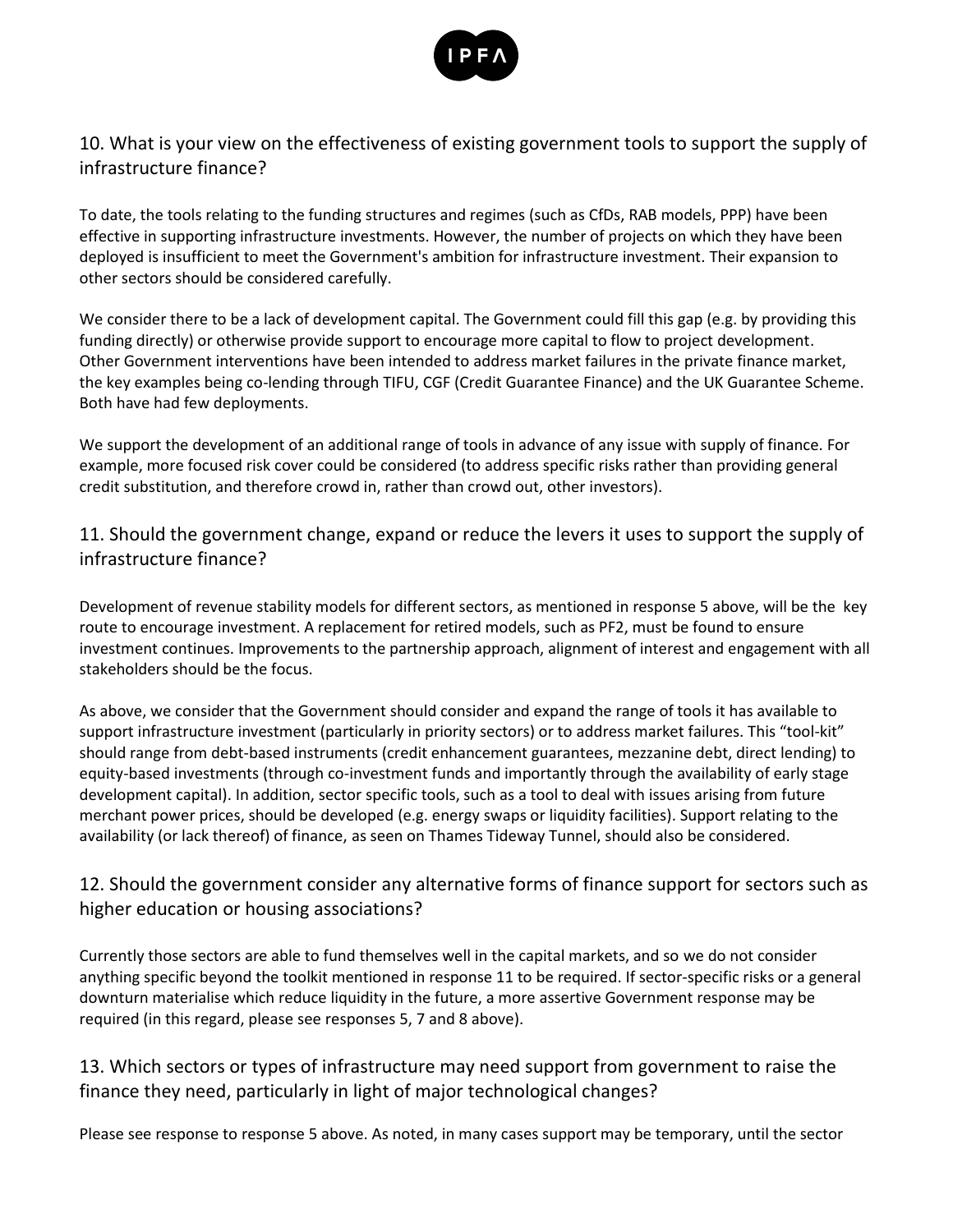## 10. What is your view on the effectiveness of existing government tools to support the supply of infrastructure finance?

To date, the tools relating to the funding structures and regimes (such as CfDs, RAB models, PPP) have been effective in supporting infrastructure investments. However, the number of projects on which they have been deployed is insufficient to meet the Government's ambition for infrastructure investment. Their expansion to other sectors should be considered carefully.

We consider there to be a lack of development capital. The Government could fill this gap (e.g. by providing this funding directly) or otherwise provide support to encourage more capital to flow to project development. Other Government interventions have been intended to address market failures in the private finance market, the key examples being co-lending through TIFU, CGF (Credit Guarantee Finance) and the UK Guarantee Scheme. Both have had few deployments.

We support the development of an additional range of tools in advance of any issue with supply of finance. For example, more focused risk cover could be considered (to address specific risks rather than providing general credit substitution, and therefore crowd in, rather than crowd out, other investors).

## 11. Should the government change, expand or reduce the levers it uses to support the supply of infrastructure finance?

Development of revenue stability models for different sectors, as mentioned in response 5 above, will be the key route to encourage investment. A replacement for retired models, such as PF2, must be found to ensure investment continues. Improvements to the partnership approach, alignment of interest and engagement with all stakeholders should be the focus.

As above, we consider that the Government should consider and expand the range of tools it has available to support infrastructure investment (particularly in priority sectors) or to address market failures. This "tool-kit" should range from debt-based instruments (credit enhancement guarantees, mezzanine debt, direct lending) to equity-based investments (through co-investment funds and importantly through the availability of early stage development capital). In addition, sector specific tools, such as a tool to deal with issues arising from future merchant power prices, should be developed (e.g. energy swaps or liquidity facilities). Support relating to the availability (or lack thereof) of finance, as seen on Thames Tideway Tunnel, should also be considered.

## 12. Should the government consider any alternative forms of finance support for sectors such as higher education or housing associations?

Currently those sectors are able to fund themselves well in the capital markets, and so we do not consider anything specific beyond the toolkit mentioned in response 11 to be required. If sector-specific risks or a general downturn materialise which reduce liquidity in the future, a more assertive Government response may be required (in this regard, please see responses 5, 7 and 8 above).

## 13. Which sectors or types of infrastructure may need support from government to raise the finance they need, particularly in light of major technological changes?

Please see response to response 5 above. As noted, in many cases support may be temporary, until the sector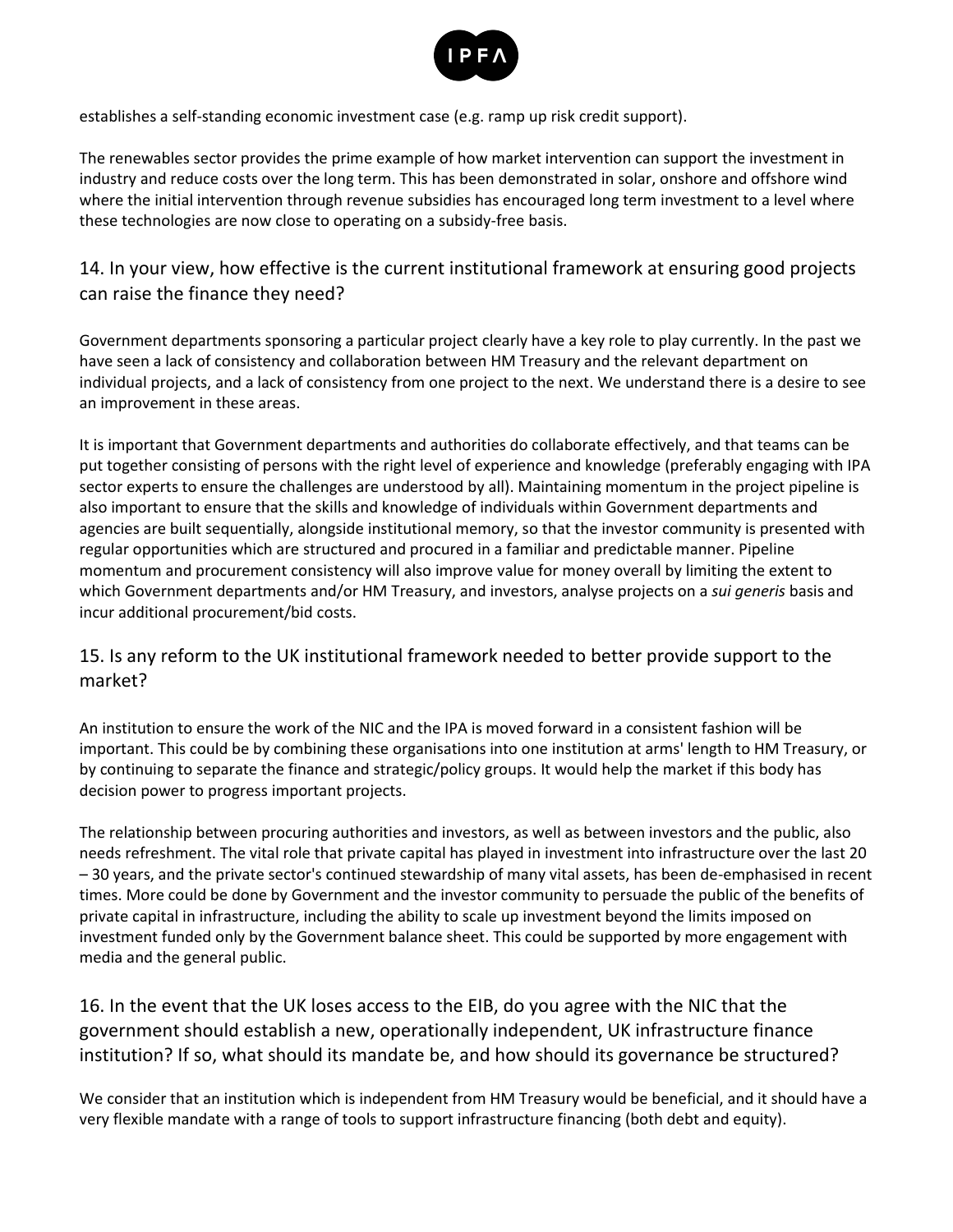establishes a self-standing economic investment case (e.g. ramp up risk credit support).

The renewables sector provides the prime example of how market intervention can support the investment in industry and reduce costs over the long term. This has been demonstrated in solar, onshore and offshore wind where the initial intervention through revenue subsidies has encouraged long term investment to a level where these technologies are now close to operating on a subsidy-free basis.

## 14. In your view, how effective is the current institutional framework at ensuring good projects can raise the finance they need?

Government departments sponsoring a particular project clearly have a key role to play currently. In the past we have seen a lack of consistency and collaboration between HM Treasury and the relevant department on individual projects, and a lack of consistency from one project to the next. We understand there is a desire to see an improvement in these areas.

It is important that Government departments and authorities do collaborate effectively, and that teams can be put together consisting of persons with the right level of experience and knowledge (preferably engaging with IPA sector experts to ensure the challenges are understood by all). Maintaining momentum in the project pipeline is also important to ensure that the skills and knowledge of individuals within Government departments and agencies are built sequentially, alongside institutional memory, so that the investor community is presented with regular opportunities which are structured and procured in a familiar and predictable manner. Pipeline momentum and procurement consistency will also improve value for money overall by limiting the extent to which Government departments and/or HM Treasury, and investors, analyse projects on a *sui generis* basis and incur additional procurement/bid costs.

## 15. Is any reform to the UK institutional framework needed to better provide support to the market?

An institution to ensure the work of the NIC and the IPA is moved forward in a consistent fashion will be important. This could be by combining these organisations into one institution at arms' length to HM Treasury, or by continuing to separate the finance and strategic/policy groups. It would help the market if this body has decision power to progress important projects.

The relationship between procuring authorities and investors, as well as between investors and the public, also needs refreshment. The vital role that private capital has played in investment into infrastructure over the last 20 – 30 years, and the private sector's continued stewardship of many vital assets, has been de-emphasised in recent times. More could be done by Government and the investor community to persuade the public of the benefits of private capital in infrastructure, including the ability to scale up investment beyond the limits imposed on investment funded only by the Government balance sheet. This could be supported by more engagement with media and the general public.

## 16. In the event that the UK loses access to the EIB, do you agree with the NIC that the government should establish a new, operationally independent, UK infrastructure finance institution? If so, what should its mandate be, and how should its governance be structured?

We consider that an institution which is independent from HM Treasury would be beneficial, and it should have a very flexible mandate with a range of tools to support infrastructure financing (both debt and equity).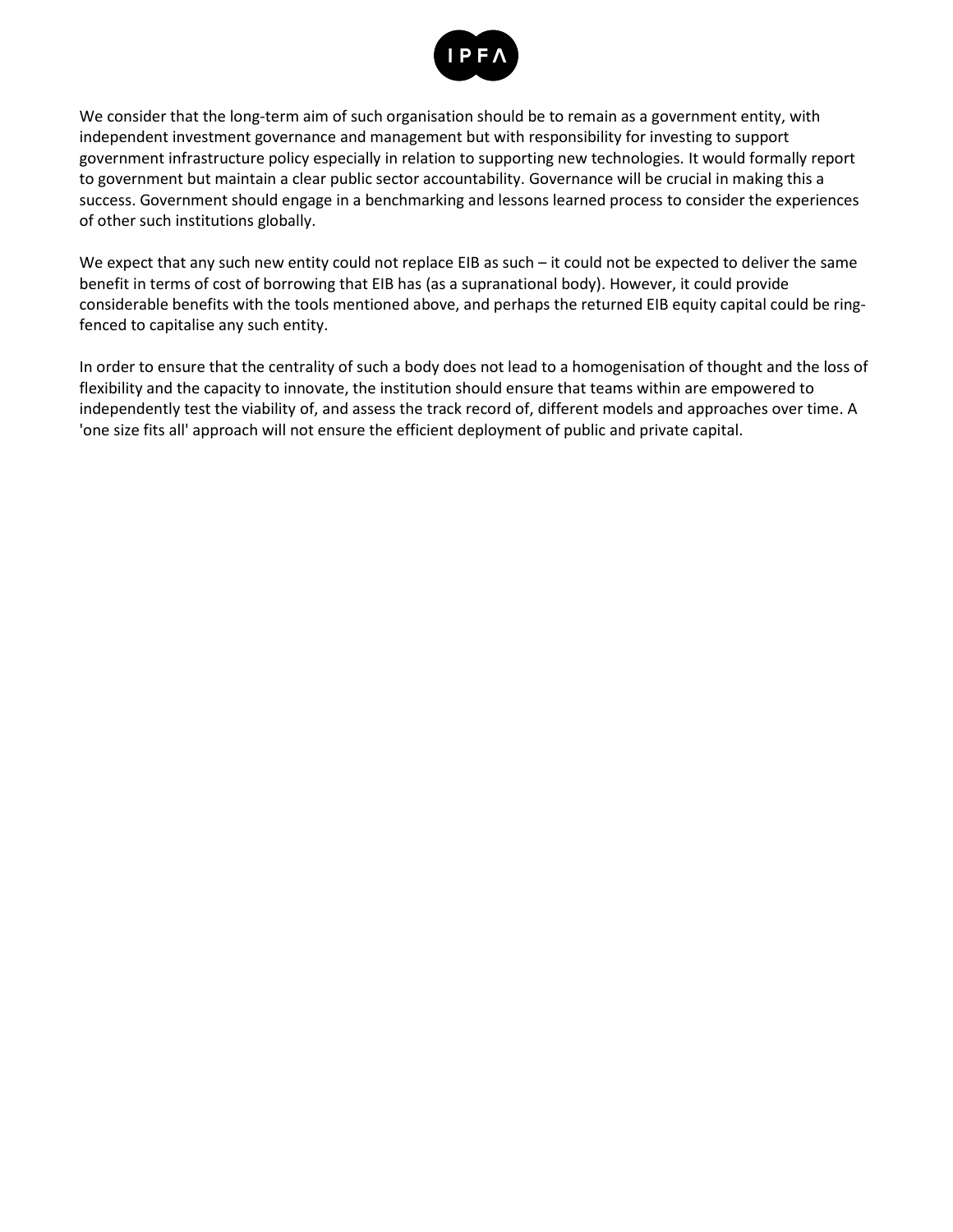We consider that the long-term aim of such organisation should be to remain as a government entity, with independent investment governance and management but with responsibility for investing to support government infrastructure policy especially in relation to supporting new technologies. It would formally report to government but maintain a clear public sector accountability. Governance will be crucial in making this a success. Government should engage in a benchmarking and lessons learned process to consider the experiences of other such institutions globally.

We expect that any such new entity could not replace EIB as such – it could not be expected to deliver the same benefit in terms of cost of borrowing that EIB has (as a supranational body). However, it could provide considerable benefits with the tools mentioned above, and perhaps the returned EIB equity capital could be ring-fenced to capitalise any such entity.

In order to ensure that the centrality of such a body does not lead to a homogenisation of thought and the loss of flexibility and the capacity to innovate, the institution should ensure that teams within are empowered to independently test the viability of, and assess the track record of, different models and approaches over time. A 'one size fits all' approach will not ensure the efficient deployment of public and private capital.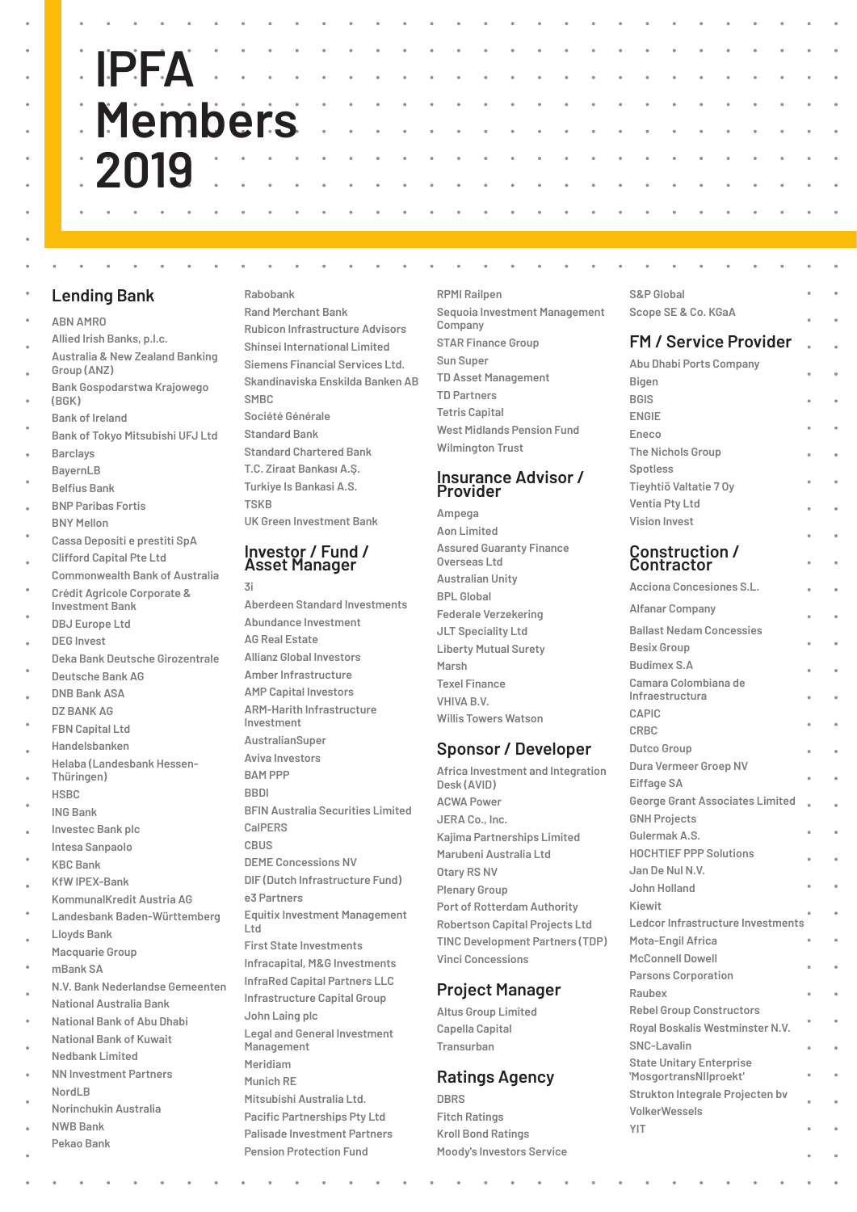# IPFA Members 2019

## Lending Bank

- ABN AMRO
- Allied Irish Banks, p.l.c.
- Australia & New Zealand Banking Group (ANZ)
- Bank Gospodarstwa Krajowego (BGK)
- Bank of Ireland
- Bank of Tokyo Mitsubishi UFJ Ltd
- Barclays
- BayernLB
- Belfius Bank
- BNP Paribas Fortis
- BNY Mellon
- Cassa Depositi e prestiti SpA
- Clifford Capital Pte Ltd
- Commonwealth Bank of Australia
- Crédit Agricole Corporate & Investment Bank
- DBJ Europe Ltd
- DEG Invest
- Deka Bank Deutsche Girozentrale
- Deutsche Bank AG
- DNB Bank ASA
- DZ BANK AG
- FBN Capital Ltd
- Handelsbanken
- Helaba (Landesbank Hessen-Thüringen)
- HSBC
- ING Bank
- Investec Bank plc
- Intesa Sanpaolo
- KBC Bank
- KfW IPEX-Bank
- KommunalKredit Austria AG
- Landesbank Baden-Württemberg
- Lloyds Bank
- Macquarie Group
- mBank SA
- N.V. Bank Nederlandse Gemeenten
- National Australia Bank
- National Bank of Abu Dhabi
- National Bank of Kuwait
- Nedbank Limited
- NN Investment Partners
- NordLB
- Norinchukin Australia
- NWB Bank
- Pekao Bank
- Rabobank
- Rand Merchant Bank
- Rubicon Infrastructure Advisors
- Shinsei International Limited
- Siemens Financial Services Ltd.
- Skandinaviska Enskilda Banken AB
- SMBC
- Société Générale
- Standard Bank
- Standard Chartered Bank
- T.C. Ziraat Bankası A.Ş.
- Turkiye Is Bankasi A.S.
- TSKB
- UK Green Investment Bank

## Investor / Fund / Asset Manager

- 3i
- Aberdeen Standard Investments
- Abundance Investment
- AG Real Estate
- Allianz Global Investors
- Amber Infrastructure
- AMP Capital Investors
- ARM-Harith Infrastructure Investment
- AustralianSuper
- Aviva Investors
- BAM PPP
- BBDI
- BFIN Australia Securities Limited
- CalPERS
- CBUS
- DEME Concessions NV
- DIF (Dutch Infrastructure Fund)
- e3 Partners
- Equitix Investment Management Ltd
- First State Investments
- Infracapital, M&G Investments
- InfraRed Capital Partners LLC
- Infrastructure Capital Group
- John Laing plc
- Legal and General Investment Management
- Meridiam
- Munich RE
- Mitsubishi Australia Ltd.
- Pacific Partnerships Pty Ltd
- Palisade Investment Partners
- Pension Protection Fund
- RPMI Railpen
- Sequoia Investment Management Company
- STAR Finance Group
- Sun Super
- TD Asset Management
- TD Partners
- Tetris Capital
- West Midlands Pension Fund
- Wilmington Trust

## Insurance Advisor / Provider

- Ampega
- Aon Limited
- Assured Guaranty Finance Overseas Ltd
- Australian Unity
- BPL Global
- Federale Verzekering
- JLT Speciality Ltd
- Liberty Mutual Surety
- Marsh
- Texel Finance
- VHIVA B.V.
- Willis Towers Watson

## Sponsor / Developer

- Africa Investment and Integration Desk (AVID)
- ACWA Power
- JERA Co., Inc.
- Kajima Partnerships Limited
- Marubeni Australia Ltd
- Otary RS NV
- Plenary Group
- Port of Rotterdam Authority
- Robertson Capital Projects Ltd
- TINC Development Partners (TDP)
- Vinci Concessions

## Project Manager

- Altus Group Limited
- Capella Capital
- Transurban

## Ratings Agency

- DBRS
- Fitch Ratings
- Kroll Bond Ratings
- Moody's Investors Service
- S&P Global
- Scope SE & Co. KGaA

## FM / Service Provider

- Abu Dhabi Ports Company
- Bigen
- BGIS
- ENGIE
- Eneco
- The Nichols Group
- Spotless
- Tieyhtiö Valtatie 7 Oy
- Ventia Pty Ltd
- Vision Invest

## Construction / Contractor

- Acciona Concesiones S.L.
- Alfanar Company
- Ballast Nedam Concessies
- Besix Group
- Budimex S.A
- Camara Colombiana de Infraestructura
- CAPIC
- CRBC
- Dutco Group
- Dura Vermeer Groep NV
- Eiffage SA
- George Grant Associates Limited
- GNH Projects
- Gulermak A.S.
- HOCHTIEF PPP Solutions
- Jan De Nul N.V.
- John Holland
- Kiewit
- Ledcor Infrastructure Investments
- Mota-Engil Africa
- McConnell Dowell
- Parsons Corporation
- Raubex
- Rebel Group Constructors
- Royal Boskalis Westminster N.V.
- SNC-Lavalin
- State Unitary Enterprise 'MosgortransNIIproekt'
- Strukton Integrale Projecten bv
- VolkerWessels
- YIT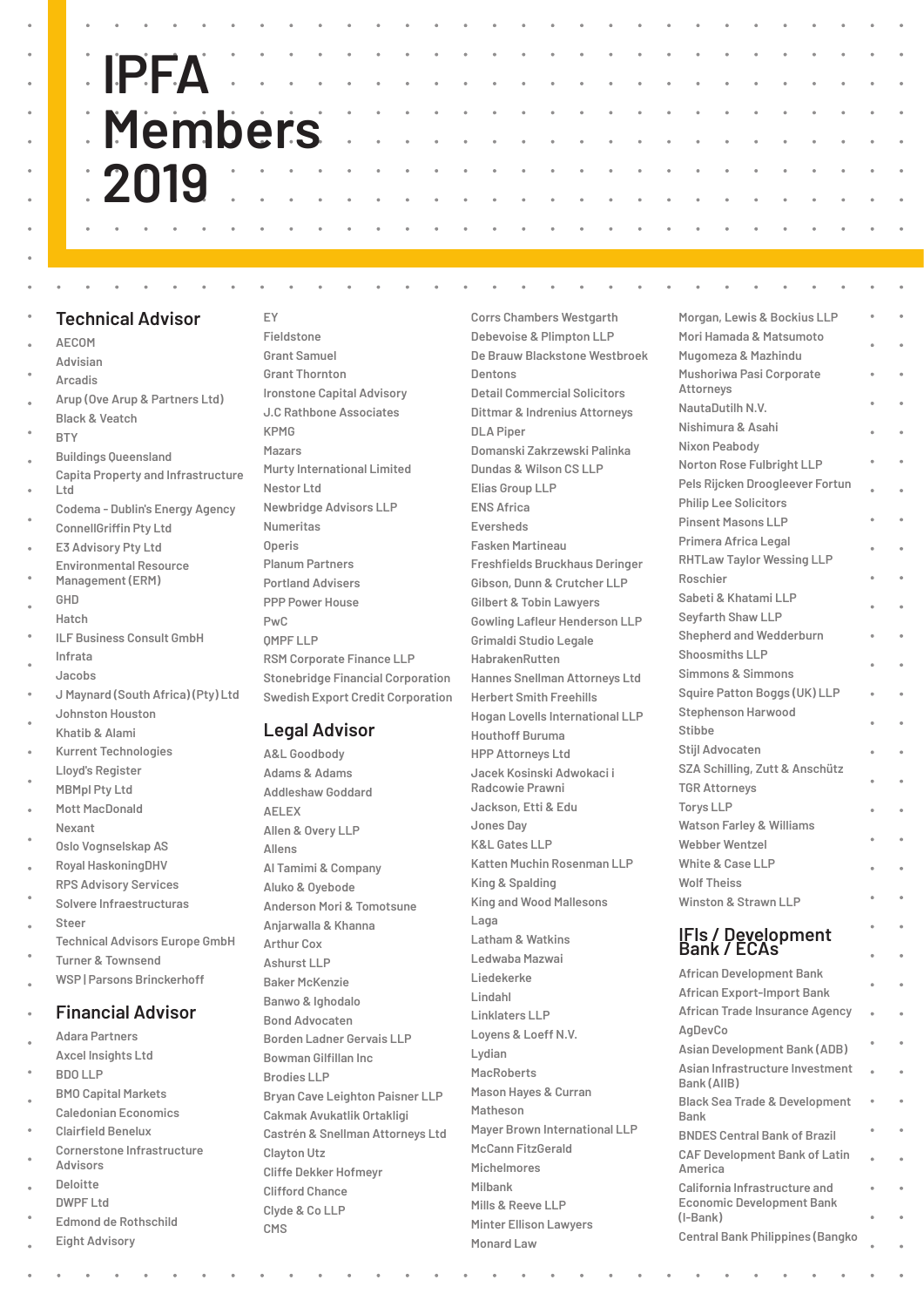# IPFA Members 2019

## Technical Advisor

AECOM
Advisian
Arcadis
Arup (Ove Arup & Partners Ltd)
Black & Veatch
BTY
Buildings Queensland
Capita Property and Infrastructure Ltd
Codema - Dublin's Energy Agency
ConnellGriffin Pty Ltd
E3 Advisory Pty Ltd
Environmental Resource Management (ERM)
GHD
Hatch
ILF Business Consult GmbH
Infrata
Jacobs
J Maynard (South Africa) (Pty) Ltd
Johnston Houston
Khatib & Alami
Kurrent Technologies
Lloyd's Register
MBMpl Pty Ltd
Mott MacDonald
Nexant
Oslo Vognselskap AS
Royal HaskoningDHV
RPS Advisory Services
Solvere Infraestructuras
Steer
Technical Advisors Europe GmbH
Turner & Townsend
WSP | Parsons Brinckerhoff

## Financial Advisor

Adara Partners
Axcel Insights Ltd
BDO LLP
BMO Capital Markets
Caledonian Economics
Clairfield Benelux
Cornerstone Infrastructure Advisors
Deloitte
DWPF Ltd
Edmond de Rothschild
Eight Advisory
EY
Fieldstone
Grant Samuel
Grant Thornton
Ironstone Capital Advisory
J.C Rathbone Associates
KPMG
Mazars
Murty International Limited
Nestor Ltd
Newbridge Advisors LLP
Numeritas
Operis
Planum Partners
Portland Advisers
PPP Power House
PwC
QMPF LLP
RSM Corporate Finance LLP
Stonebridge Financial Corporation
Swedish Export Credit Corporation

## Legal Advisor

A&L Goodbody
Adams & Adams
Addleshaw Goddard
AELEX
Allen & Overy LLP
Allens
Al Tamimi & Company
Aluko & Oyebode
Anderson Mori & Tomotsune
Anjarwalla & Khanna
Arthur Cox
Ashurst LLP
Baker McKenzie
Banwo & Ighodalo
Bond Advocaten
Borden Ladner Gervais LLP
Bowman Gilfillan Inc
Brodies LLP
Bryan Cave Leighton Paisner LLP
Cakmak Avukatlik Ortakligi
Castrén & Snellman Attorneys Ltd
Clayton Utz
Cliffe Dekker Hofmeyr
Clifford Chance
Clyde & Co LLP
CMS
Corrs Chambers Westgarth
Debevoise & Plimpton LLP
De Brauw Blackstone Westbroek
Dentons
Detail Commercial Solicitors
Dittmar & Indrenius Attorneys
DLA Piper
Domanski Zakrzewski Palinka
Dundas & Wilson CS LLP
Elias Group LLP
ENS Africa
Eversheds
Fasken Martineau
Freshfields Bruckhaus Deringer
Gibson, Dunn & Crutcher LLP
Gilbert & Tobin Lawyers
Gowling Lafleur Henderson LLP
Grimaldi Studio Legale
HabrakenRutten
Hannes Snellman Attorneys Ltd
Herbert Smith Freehills
Hogan Lovells International LLP
Houthoff Buruma
HPP Attorneys Ltd
Jacek Kosinski Adwokaci i Radcowie Prawni
Jackson, Etti & Edu
Jones Day
K&L Gates LLP
Katten Muchin Rosenman LLP
King & Spalding
King and Wood Mallesons
Laga
Latham & Watkins
Ledwaba Mazwai
Liedekerke
Lindahl
Linklaters LLP
Loyens & Loeff N.V.
Lydian
MacRoberts
Mason Hayes & Curran
Matheson
Mayer Brown International LLP
McCann FitzGerald
Michelmores
Milbank
Mills & Reeve LLP
Minter Ellison Lawyers
Monard Law
Morgan, Lewis & Bockius LLP
Mori Hamada & Matsumoto
Mugomeza & Mazhindu
Mushoriwa Pasi Corporate Attorneys
NautaDutilh N.V.
Nishimura & Asahi
Nixon Peabody
Norton Rose Fulbright LLP
Pels Rijcken Droogleever Fortun
Philip Lee Solicitors
Pinsent Masons LLP
Primera Africa Legal
RHTLaw Taylor Wessing LLP
Roschier
Sabeti & Khatami LLP
Seyfarth Shaw LLP
Shepherd and Wedderburn
Shoosmiths LLP
Simmons & Simmons
Squire Patton Boggs (UK) LLP
Stephenson Harwood
Stibbe
Stijl Advocaten
SZA Schilling, Zutt & Anschütz
TGR Attorneys
Torys LLP
Watson Farley & Williams
Webber Wentzel
White & Case LLP
Wolf Theiss
Winston & Strawn LLP

## IFIs / Development Bank / ECAs

African Development Bank
African Export-Import Bank
African Trade Insurance Agency
AgDevCo
Asian Development Bank (ADB)
Asian Infrastructure Investment Bank (AIIB)
Black Sea Trade & Development Bank
BNDES Central Bank of Brazil
CAF Development Bank of Latin America
California Infrastructure and Economic Development Bank (I-Bank)
Central Bank Philippines (Bangko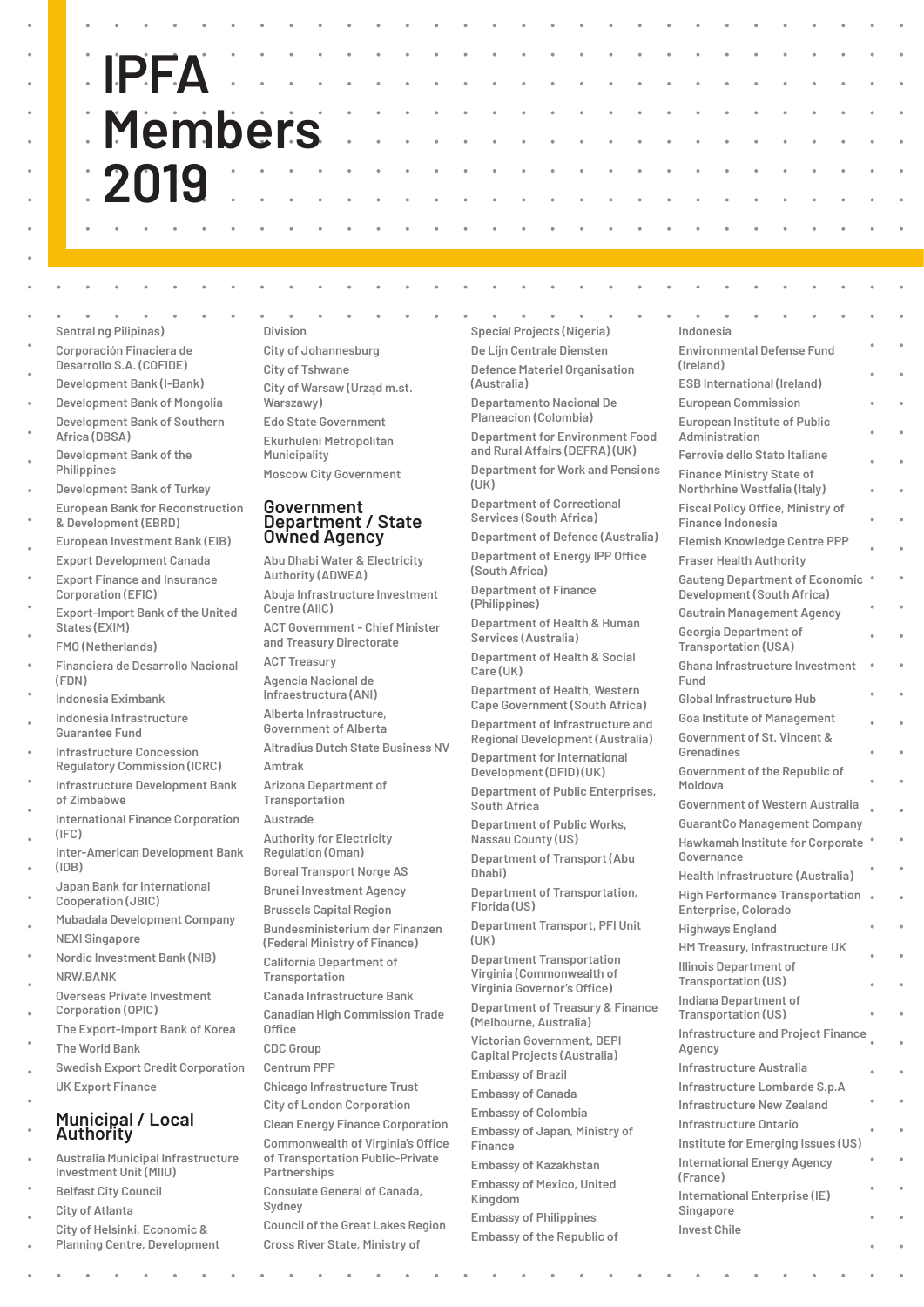# IPFA Members 2019

Sentral ng Pilipinas)

Corporación Finaciera de Desarrollo S.A. (COFIDE)

Development Bank (I-Bank)

Development Bank of Mongolia

Development Bank of Southern Africa (DBSA)

Development Bank of the Philippines

Development Bank of Turkey

European Bank for Reconstruction & Development (EBRD)

European Investment Bank (EIB)

Export Development Canada

Export Finance and Insurance Corporation (EFIC)

Export-Import Bank of the United States (EXIM)

FMO (Netherlands)

Financiera de Desarrollo Nacional (FDN)

Indonesia Eximbank

Indonesia Infrastructure Guarantee Fund

Infrastructure Concession Regulatory Commission (ICRC)

Infrastructure Development Bank of Zimbabwe

International Finance Corporation (IFC)

Inter-American Development Bank (IDB)

Japan Bank for International Cooperation (JBIC)

Mubadala Development Company

NEXI Singapore

Nordic Investment Bank (NIB)

NRW.BANK

Overseas Private Investment Corporation (OPIC)

The Export-Import Bank of Korea

The World Bank

Swedish Export Credit Corporation

UK Export Finance

## Municipal / Local Authority

Australia Municipal Infrastructure Investment Unit (MIIU)

Belfast City Council

City of Atlanta

City of Helsinki, Economic & Planning Centre, Development Division

City of Johannesburg

City of Tshwane

City of Warsaw (Urząd m.st. Warszawy)

Edo State Government

Ekurhuleni Metropolitan Municipality

Moscow City Government

## Government Department / State Owned Agency

Abu Dhabi Water & Electricity Authority (ADWEA)

Abuja Infrastructure Investment Centre (AIIC)

ACT Government - Chief Minister and Treasury Directorate

ACT Treasury

Agencia Nacional de Infraestructura (ANI)

Alberta Infrastructure, Government of Alberta

Altradius Dutch State Business NV

Amtrak

Arizona Department of Transportation

Austrade

Authority for Electricity Regulation (Oman)

Boreal Transport Norge AS

Brunei Investment Agency

Brussels Capital Region

Bundesministerium der Finanzen (Federal Ministry of Finance)

California Department of Transportation

Canada Infrastructure Bank

Canadian High Commission Trade Office

CDC Group

Centrum PPP

Chicago Infrastructure Trust

City of London Corporation

Clean Energy Finance Corporation

Commonwealth of Virginia's Office of Transportation Public-Private Partnerships

Consulate General of Canada, Sydney

Council of the Great Lakes Region

Cross River State, Ministry of Special Projects (Nigeria)

De Lijn Centrale Diensten

Defence Materiel Organisation (Australia)

Departamento Nacional De Planeacion (Colombia)

Department for Environment Food and Rural Affairs (DEFRA) (UK)

Department for Work and Pensions (UK)

Department of Correctional Services (South Africa)

Department of Defence (Australia)

Department of Energy IPP Office (South Africa)

Department of Finance (Philippines)

Department of Health & Human Services (Australia)

Department of Health & Social Care (UK)

Department of Health, Western Cape Government (South Africa)

Department of Infrastructure and Regional Development (Australia)

Department for International Development (DFID) (UK)

Department of Public Enterprises, South Africa

Department of Public Works, Nassau County (US)

Department of Transport (Abu Dhabi)

Department of Transportation, Florida (US)

Department Transport, PFI Unit (UK)

Department Transportation Virginia (Commonwealth of Virginia Governor's Office)

Department of Treasury & Finance (Melbourne, Australia)

Victorian Government, DEPI Capital Projects (Australia)

Embassy of Brazil

Embassy of Canada

Embassy of Colombia

Embassy of Japan, Ministry of Finance

Embassy of Kazakhstan

Embassy of Mexico, United Kingdom

Embassy of Philippines

Embassy of the Republic of Indonesia

Environmental Defense Fund (Ireland)

ESB International (Ireland)

European Commission

European Institute of Public Administration

Ferrovie dello Stato Italiane

Finance Ministry State of Northrhine Westfalia (Italy)

Fiscal Policy Office, Ministry of Finance Indonesia

Flemish Knowledge Centre PPP

Fraser Health Authority

Gauteng Department of Economic Development (South Africa)

Gautrain Management Agency

Georgia Department of Transportation (USA)

Ghana Infrastructure Investment Fund

Global Infrastructure Hub

Goa Institute of Management

Government of St. Vincent & Grenadines

Government of the Republic of Moldova

Government of Western Australia

GuarantCo Management Company

Hawkamah Institute for Corporate Governance

Health Infrastructure (Australia)

High Performance Transportation Enterprise, Colorado

Highways England

HM Treasury, Infrastructure UK

Illinois Department of Transportation (US)

Indiana Department of Transportation (US)

Infrastructure and Project Finance Agency

Infrastructure Australia

Infrastructure Lombarde S.p.A

Infrastructure New Zealand

Infrastructure Ontario

Institute for Emerging Issues (US)

International Energy Agency (France)

International Enterprise (IE) Singapore

Invest Chile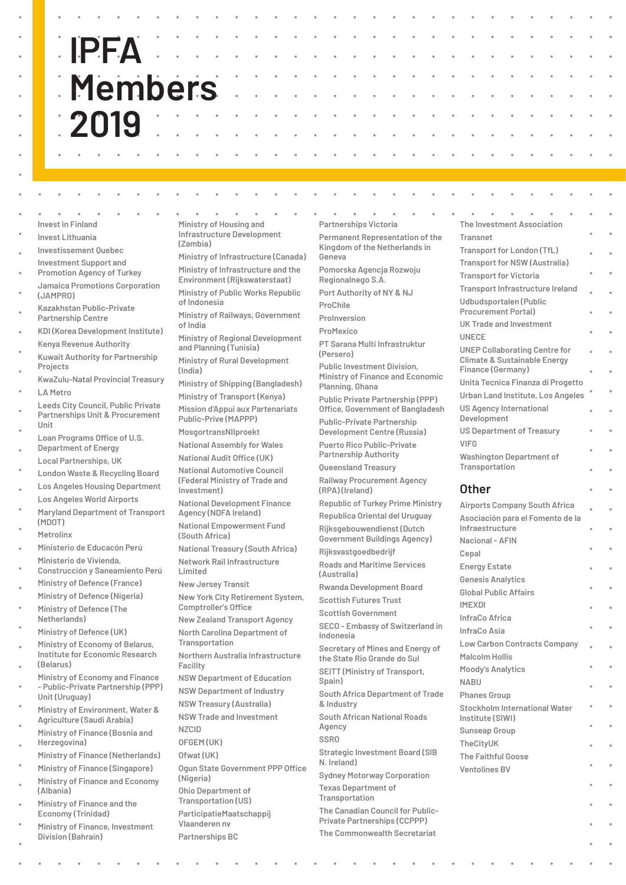# IPFA Members 2019

- Invest in Finland
- Invest Lithuania
- Investissement Quebec
- Investment Support and Promotion Agency of Turkey
- Jamaica Promotions Corporation (JAMPRO)
- Kazakhstan Public-Private Partnership Centre
- KDI (Korea Development Institute)
- Kenya Revenue Authority
- Kuwait Authority for Partnership Projects
- KwaZulu-Natal Provincial Treasury
- LA Metro
- Leeds City Council, Public Private Partnerships Unit & Procurement Unit
- Loan Programs Office of U.S. Department of Energy
- Local Partnerships, UK
- London Waste & Recycling Board
- Los Angeles Housing Department
- Los Angeles World Airports
- Maryland Department of Transport (MDOT)
- Metrolinx
- Ministerio de Educacón Perú
- Ministerio de Vivienda, Construcción y Saneamiento Perú
- Ministry of Defence (France)
- Ministry of Defence (Nigeria)
- Ministry of Defence (The Netherlands)
- Ministry of Defence (UK)
- Ministry of Economy of Belarus, Institute for Economic Research (Belarus)
- Ministry of Economy and Finance - Public-Private Partnership (PPP) Unit (Uruguay)
- Ministry of Environment, Water & Agriculture (Saudi Arabia)
- Ministry of Finance (Bosnia and Herzegovina)
- Ministry of Finance (Netherlands)
- Ministry of Finance (Singapore)
- Ministry of Finance and Economy (Albania)
- Ministry of Finance and the Economy (Trinidad)
- Ministry of Finance, Investment Division (Bahrain)
- Ministry of Housing and Infrastructure Development (Zambia)
- Ministry of Infrastructure (Canada)
- Ministry of Infrastructure and the Environment (Rijkswaterstaat)
- Ministry of Public Works Republic of Indonesia
- Ministry of Railways, Government of India
- Ministry of Regional Development and Planning (Tunisia)
- Ministry of Rural Development (India)
- Ministry of Shipping (Bangladesh)
- Ministry of Transport (Kenya)
- Mission d'Appui aux Partenariats Public-Prive (MAPPP)
- MosgortransNIIproekt
- National Assembly for Wales
- National Audit Office (UK)
- National Automotive Council (Federal Ministry of Trade and Investment)
- National Development Finance Agency (NDFA Ireland)
- National Empowerment Fund (South Africa)
- National Treasury (South Africa)
- Network Rail Infrastructure Limited
- New Jersey Transit
- New York City Retirement System, Comptroller's Office
- New Zealand Transport Agency
- North Carolina Department of Transportation
- Northern Australia Infrastructure Facility
- NSW Department of Education
- NSW Department of Industry
- NSW Treasury (Australia)
- NSW Trade and Investment
- NZCID
- OFGEM (UK)
- Ofwat (UK)
- Ogun State Government PPP Office (Nigeria)
- Ohio Department of Transportation (US)
- ParticipatieMaatschappij Vlaanderen nv
- Partnerships BC
- Partnerships Victoria
- Permanent Representation of the Kingdom of the Netherlands in Geneva
- Pomorska Agencja Rozwoju Regionalnego S.A.
- Port Authority of NY & NJ
- ProChile
- ProInversion
- ProMexico
- PT Sarana Multi Infrastruktur (Persero)
- Public Investment Division, Ministry of Finance and Economic Planning, Ghana
- Public Private Partnership (PPP) Office, Government of Bangladesh
- Public-Private Partnership Development Centre (Russia)
- Puerto Rico Public-Private Partnership Authority
- Queensland Treasury
- Railway Procurement Agency (RPA) (Ireland)
- Republic of Turkey Prime Ministry
- Republica Oriental del Uruguay
- Rijksgebouwendienst (Dutch Government Buildings Agency)
- Rijksvastgoedbedrijf
- Roads and Maritime Services (Australia)
- Rwanda Development Board
- Scottish Futures Trust
- Scottish Government
- SECO - Embassy of Switzerland in Indonesia
- Secretary of Mines and Energy of the State Rio Grande do Sul
- SEITT (Ministry of Transport, Spain)
- South Africa Department of Trade & Industry
- South African National Roads Agency
- SSRO
- Strategic Investment Board (SIB N. Ireland)
- Sydney Motorway Corporation
- Texas Department of Transportation
- The Canadian Council for Public-Private Partnerships (CCPPP)
- The Commonwealth Secretariat
- The Investment Association
- Transnet
- Transport for London (TfL)
- Transport for NSW (Australia)
- Transport for Victoria
- Transport Infrastructure Ireland
- Udbudsportalen (Public Procurement Portal)
- UK Trade and Investment
- UNECE
- UNEP Collaborating Centre for Climate & Sustainable Energy Finance (Germany)
- Unità Tecnica Finanza di Progetto
- Urban Land Institute, Los Angeles
- US Agency International Development
- US Department of Treasury
- VIFG
- Washington Department of Transportation

## Other

- Airports Company South Africa
- Asociación para el Fomento de la Infraestructure
- Nacional - AFIN
- Cepal
- Energy Estate
- Genesis Analytics
- Global Public Affairs
- IMEXDI
- InfraCo Africa
- InfraCo Asia
- Low Carbon Contracts Company
- Malcolm Hollis
- Moody's Analytics
- NABU
- Phanes Group
- Stockholm International Water Institute (SIWI)
- Sunseap Group
- TheCityUK
- The Faithful Goose
- Ventolines BV